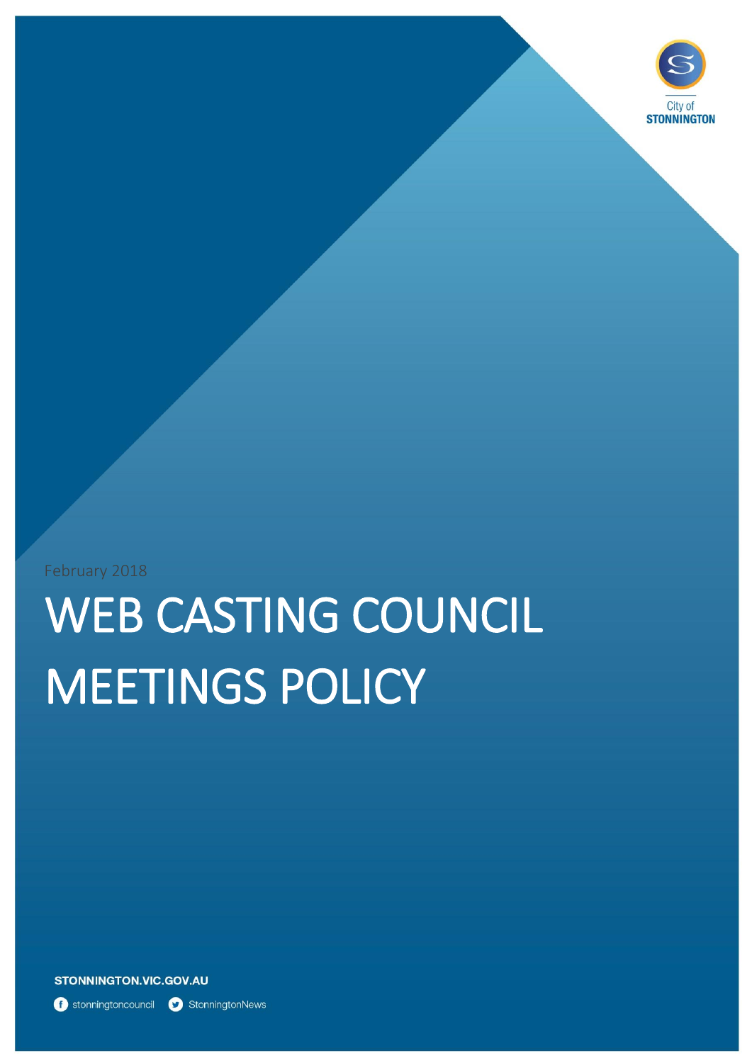City of STONNINGTON

February 2018

# WEB CASTING COUNCIL MEETINGS POLICY

STONNINGTON.VIC.GOV.AU

stonningtoncouncil StonningtonNews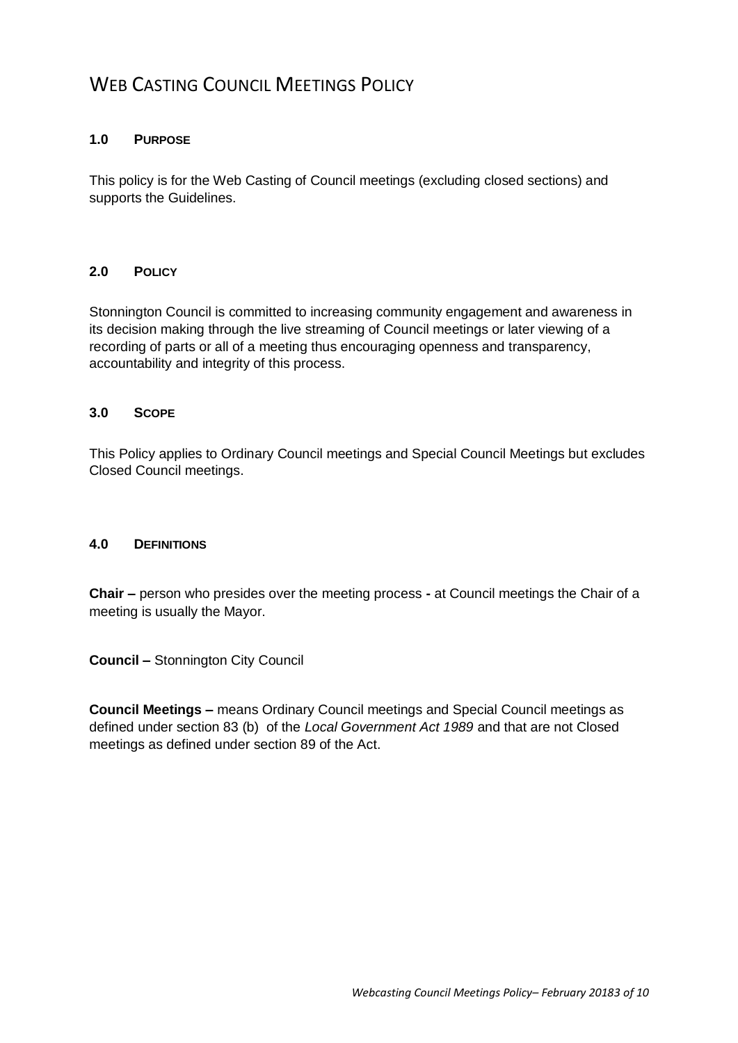# Web Casting Council Meetings Policy

## 1.0 Purpose

This policy is for the Web Casting of Council meetings (excluding closed sections) and supports the Guidelines.

## 2.0 Policy

Stonnington Council is committed to increasing community engagement and awareness in its decision making through the live streaming of Council meetings or later viewing of a recording of parts or all of a meeting thus encouraging openness and transparency, accountability and integrity of this process.

## 3.0 Scope

This Policy applies to Ordinary Council meetings and Special Council Meetings but excludes Closed Council meetings.

## 4.0 Definitions

**Chair –** person who presides over the meeting process **-** at Council meetings the Chair of a meeting is usually the Mayor.

**Council –** Stonnington City Council

**Council Meetings –** means Ordinary Council meetings and Special Council meetings as defined under section 83 (b) of the *Local Government Act 1989* and that are not Closed meetings as defined under section 89 of the Act.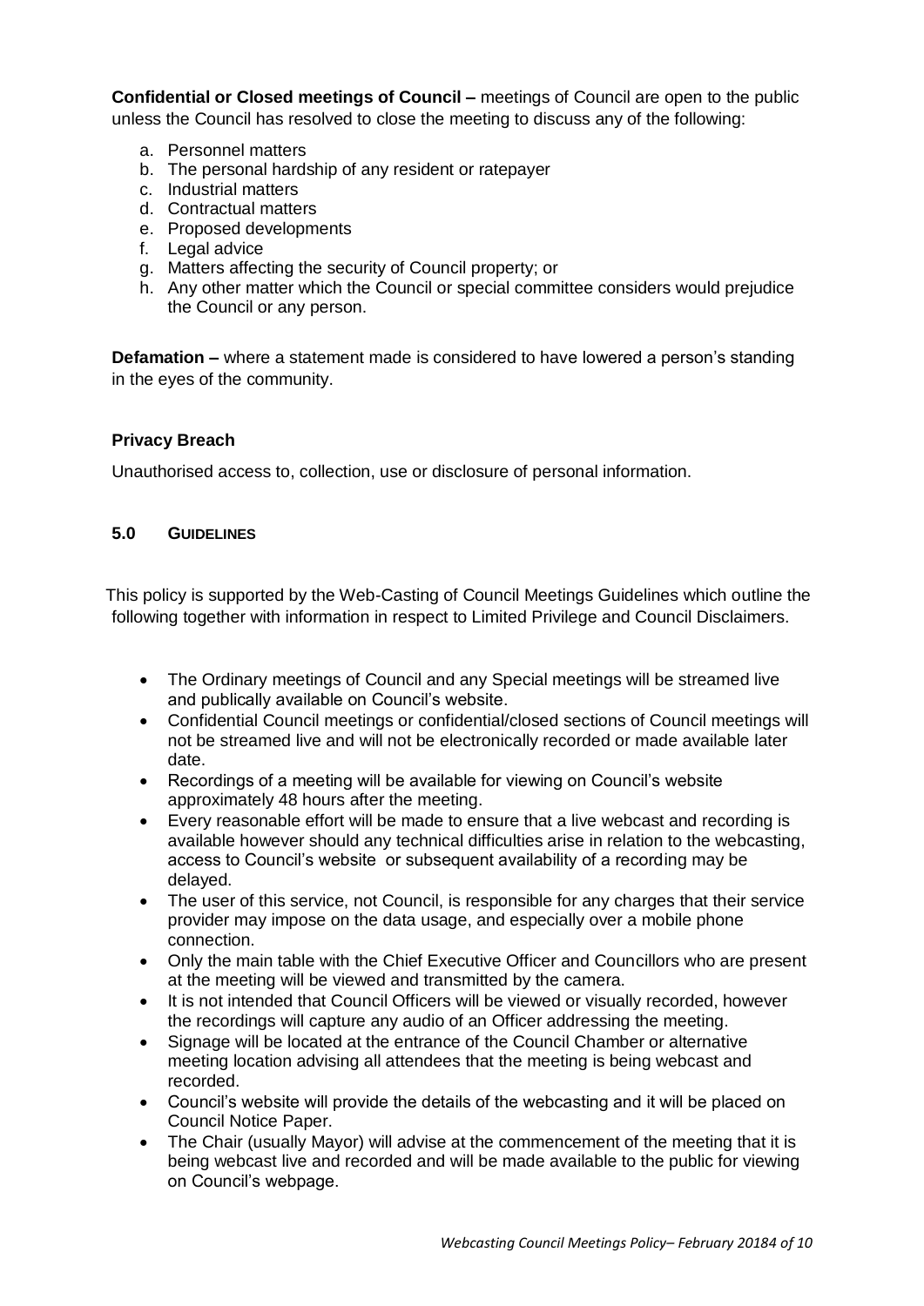**Confidential or Closed meetings of Council –** meetings of Council are open to the public unless the Council has resolved to close the meeting to discuss any of the following:

a. Personnel matters
b. The personal hardship of any resident or ratepayer
c. Industrial matters
d. Contractual matters
e. Proposed developments
f. Legal advice
g. Matters affecting the security of Council property; or
h. Any other matter which the Council or special committee considers would prejudice the Council or any person.

**Defamation –** where a statement made is considered to have lowered a person's standing in the eyes of the community.

**Privacy Breach**

Unauthorised access to, collection, use or disclosure of personal information.

## 5.0 GUIDELINES

This policy is supported by the Web-Casting of Council Meetings Guidelines which outline the following together with information in respect to Limited Privilege and Council Disclaimers.

- The Ordinary meetings of Council and any Special meetings will be streamed live and publically available on Council's website.
- Confidential Council meetings or confidential/closed sections of Council meetings will not be streamed live and will not be electronically recorded or made available later date.
- Recordings of a meeting will be available for viewing on Council's website approximately 48 hours after the meeting.
- Every reasonable effort will be made to ensure that a live webcast and recording is available however should any technical difficulties arise in relation to the webcasting, access to Council's website or subsequent availability of a recording may be delayed.
- The user of this service, not Council, is responsible for any charges that their service provider may impose on the data usage, and especially over a mobile phone connection.
- Only the main table with the Chief Executive Officer and Councillors who are present at the meeting will be viewed and transmitted by the camera.
- It is not intended that Council Officers will be viewed or visually recorded, however the recordings will capture any audio of an Officer addressing the meeting.
- Signage will be located at the entrance of the Council Chamber or alternative meeting location advising all attendees that the meeting is being webcast and recorded.
- Council's website will provide the details of the webcasting and it will be placed on Council Notice Paper.
- The Chair (usually Mayor) will advise at the commencement of the meeting that it is being webcast live and recorded and will be made available to the public for viewing on Council's webpage.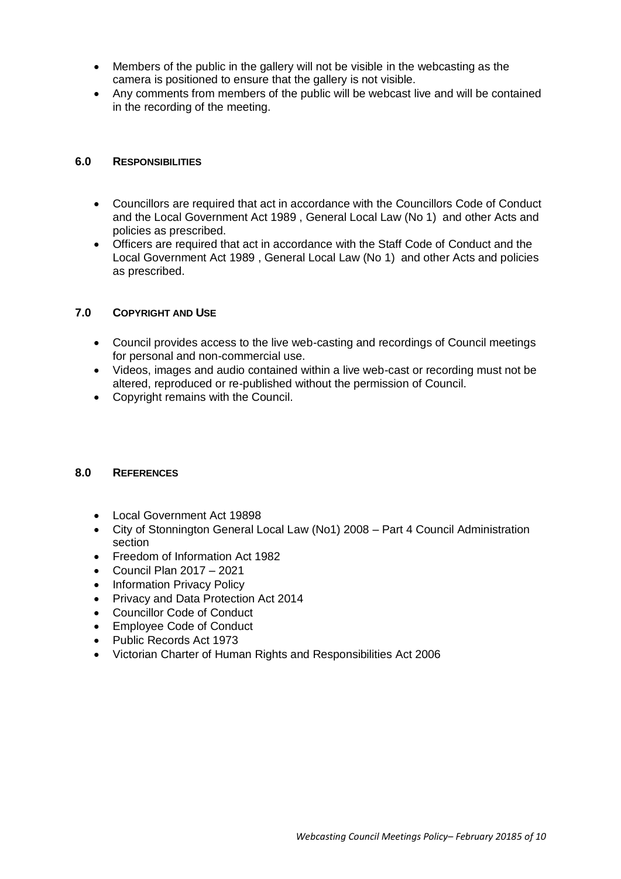- Members of the public in the gallery will not be visible in the webcasting as the camera is positioned to ensure that the gallery is not visible.
- Any comments from members of the public will be webcast live and will be contained in the recording of the meeting.

## 6.0 RESPONSIBILITIES

- Councillors are required that act in accordance with the Councillors Code of Conduct and the Local Government Act 1989 , General Local Law (No 1) and other Acts and policies as prescribed.
- Officers are required that act in accordance with the Staff Code of Conduct and the Local Government Act 1989 , General Local Law (No 1) and other Acts and policies as prescribed.

## 7.0 COPYRIGHT AND USE

- Council provides access to the live web-casting and recordings of Council meetings for personal and non-commercial use.
- Videos, images and audio contained within a live web-cast or recording must not be altered, reproduced or re-published without the permission of Council.
- Copyright remains with the Council.

## 8.0 REFERENCES

- Local Government Act 19898
- City of Stonnington General Local Law (No1) 2008 – Part 4 Council Administration section
- Freedom of Information Act 1982
- Council Plan 2017 – 2021
- Information Privacy Policy
- Privacy and Data Protection Act 2014
- Councillor Code of Conduct
- Employee Code of Conduct
- Public Records Act 1973
- Victorian Charter of Human Rights and Responsibilities Act 2006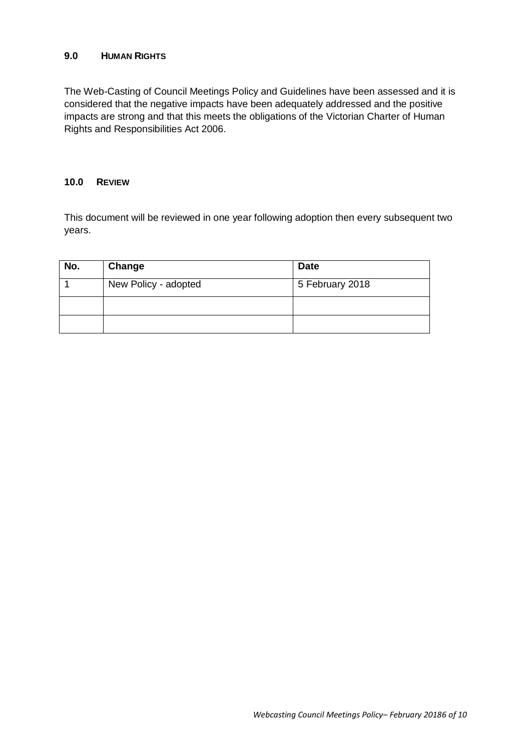## 9.0 HUMAN RIGHTS

The Web-Casting of Council Meetings Policy and Guidelines have been assessed and it is considered that the negative impacts have been adequately addressed and the positive impacts are strong and that this meets the obligations of the Victorian Charter of Human Rights and Responsibilities Act 2006.

## 10.0 REVIEW

This document will be reviewed in one year following adoption then every subsequent two years.

| No. | Change | Date |
|---|---|---|
| 1 | New Policy - adopted | 5 February 2018 |
| | | |
| | | |